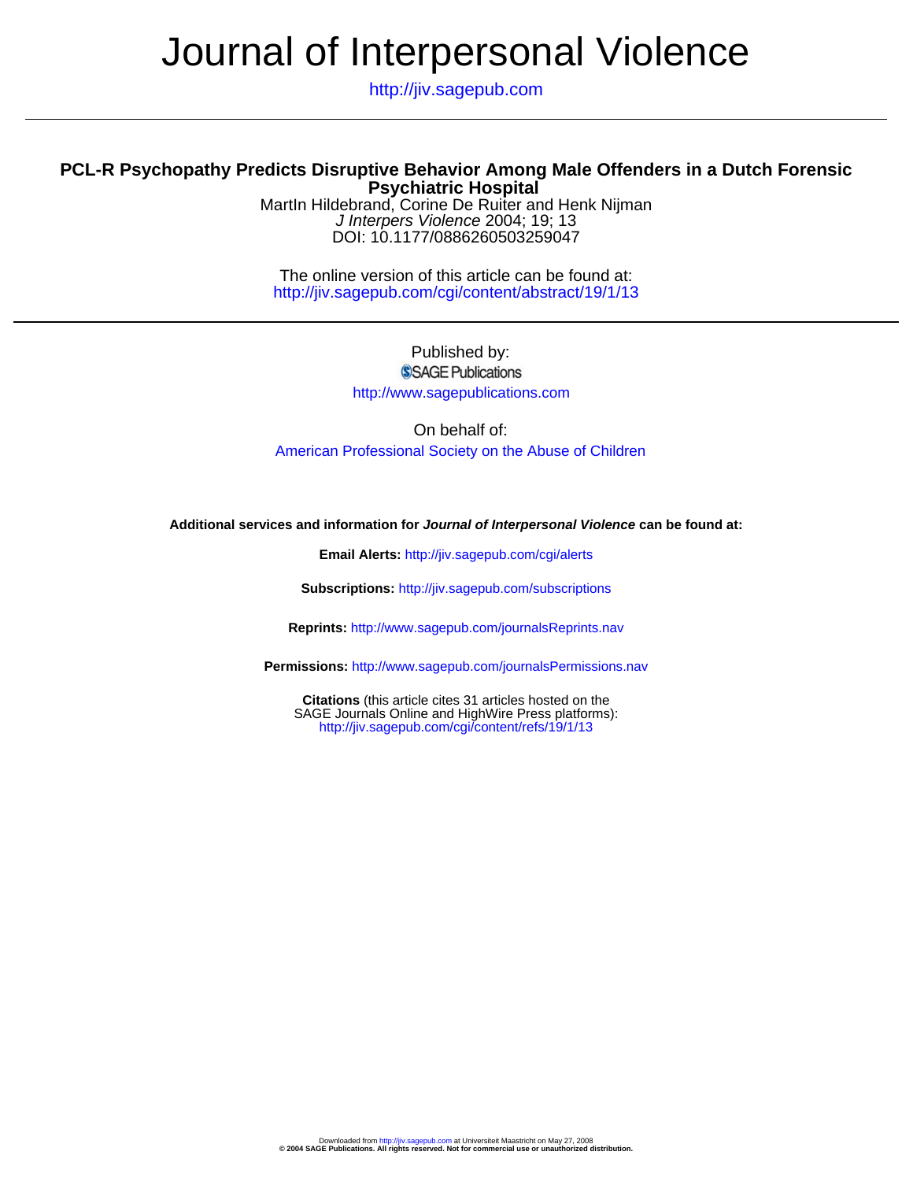# Journal of Interpersonal Violence

http://jiv.sagepub.com

## PCL-R Psychopathy Predicts Disruptive Behavior Among Male Offenders in a Dutch Forensic Psychiatric Hospital

MartIn Hildebrand, Corine De Ruiter and Henk Nijman

*J Interpers Violence* 2004; 19; 13

DOI: 10.1177/0886260503259047

The online version of this article can be found at:
http://jiv.sagepub.com/cgi/content/abstract/19/1/13

Published by:

SAGE Publications

http://www.sagepublications.com

On behalf of:

American Professional Society on the Abuse of Children

**Additional services and information for *Journal of Interpersonal Violence* can be found at:**

**Email Alerts:** http://jiv.sagepub.com/cgi/alerts

**Subscriptions:** http://jiv.sagepub.com/subscriptions

**Reprints:** http://www.sagepub.com/journalsReprints.nav

**Permissions:** http://www.sagepub.com/journalsPermissions.nav

**Citations** (this article cites 31 articles hosted on the SAGE Journals Online and HighWire Press platforms):
http://jiv.sagepub.com/cgi/content/refs/19/1/13

Downloaded from http://jiv.sagepub.com at Universiteit Maastricht on May 27, 2008
**© 2004 SAGE Publications. All rights reserved. Not for commercial use or unauthorized distribution.**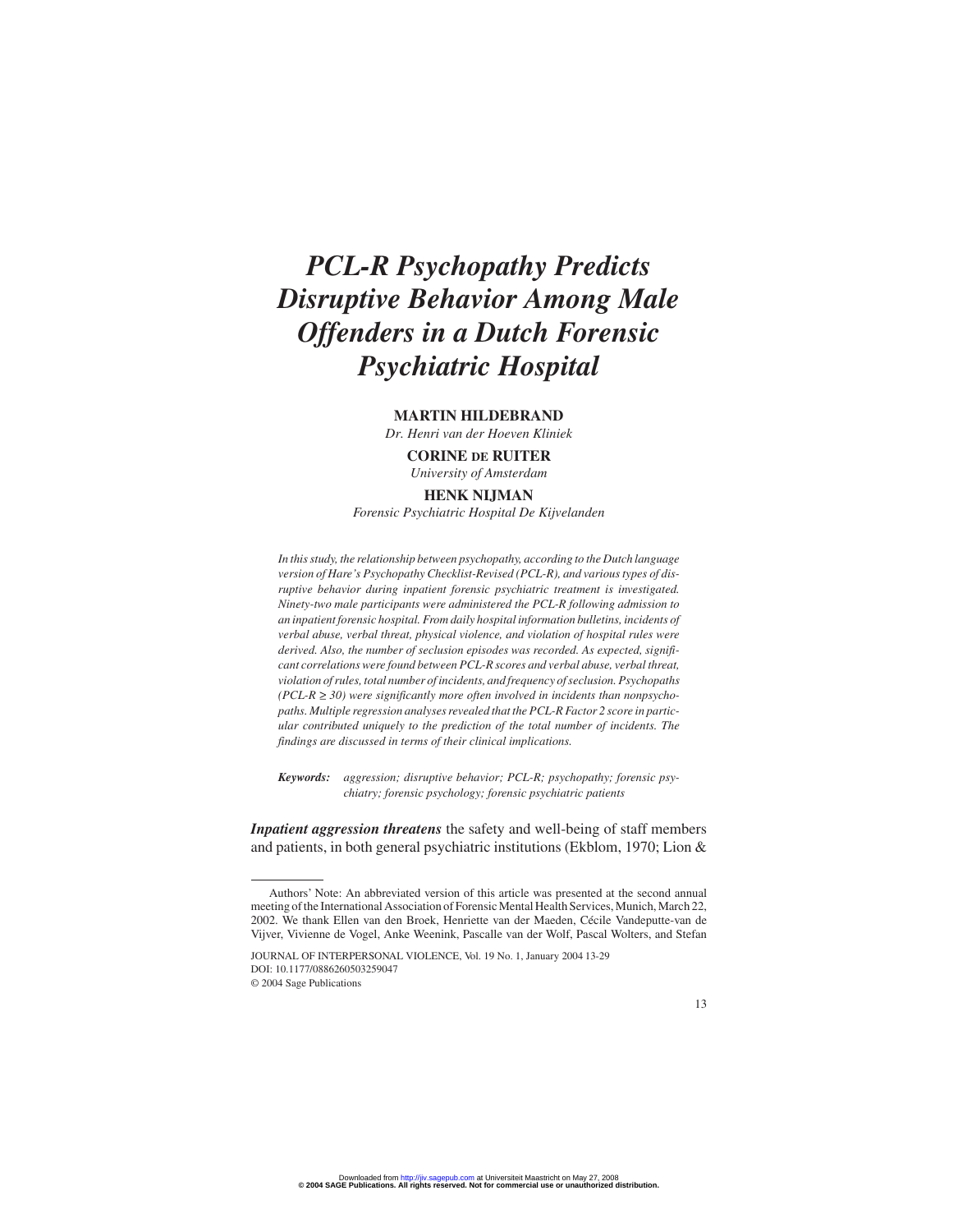# *PCL-R Psychopathy Predicts Disruptive Behavior Among Male Offenders in a Dutch Forensic Psychiatric Hospital*

**MARTIN HILDEBRAND**

*Dr. Henri van der Hoeven Kliniek*

**CORINE DE RUITER**

*University of Amsterdam*

**HENK NIJMAN**

*Forensic Psychiatric Hospital De Kijvelanden*

*In this study, the relationship between psychopathy, according to the Dutch language version of Hare's Psychopathy Checklist-Revised (PCL-R), and various types of disruptive behavior during inpatient forensic psychiatric treatment is investigated. Ninety-two male participants were administered the PCL-R following admission to an inpatient forensic hospital. From daily hospital information bulletins, incidents of verbal abuse, verbal threat, physical violence, and violation of hospital rules were derived. Also, the number of seclusion episodes was recorded. As expected, significant correlations were found between PCL-R scores and verbal abuse, verbal threat, violation of rules, total number of incidents, and frequency of seclusion. Psychopaths (PCL-R ≥ 30) were significantly more often involved in incidents than nonpsychopaths. Multiple regression analyses revealed that the PCL-R Factor 2 score in particular contributed uniquely to the prediction of the total number of incidents. The findings are discussed in terms of their clinical implications.*

***Keywords:*** *aggression; disruptive behavior; PCL-R; psychopathy; forensic psychiatry; forensic psychology; forensic psychiatric patients*

***Inpatient aggression threatens*** the safety and well-being of staff members and patients, in both general psychiatric institutions (Ekblom, 1970; Lion &

---

Authors' Note: An abbreviated version of this article was presented at the second annual meeting of the International Association of Forensic Mental Health Services, Munich, March 22, 2002. We thank Ellen van den Broek, Henriette van der Maeden, Cécile Vandeputte-van de Vijver, Vivienne de Vogel, Anke Weenink, Pascalle van der Wolf, Pascal Wolters, and Stefan

JOURNAL OF INTERPERSONAL VIOLENCE, Vol. 19 No. 1, January 2004 13-29
DOI: 10.1177/0886260503259047
© 2004 Sage Publications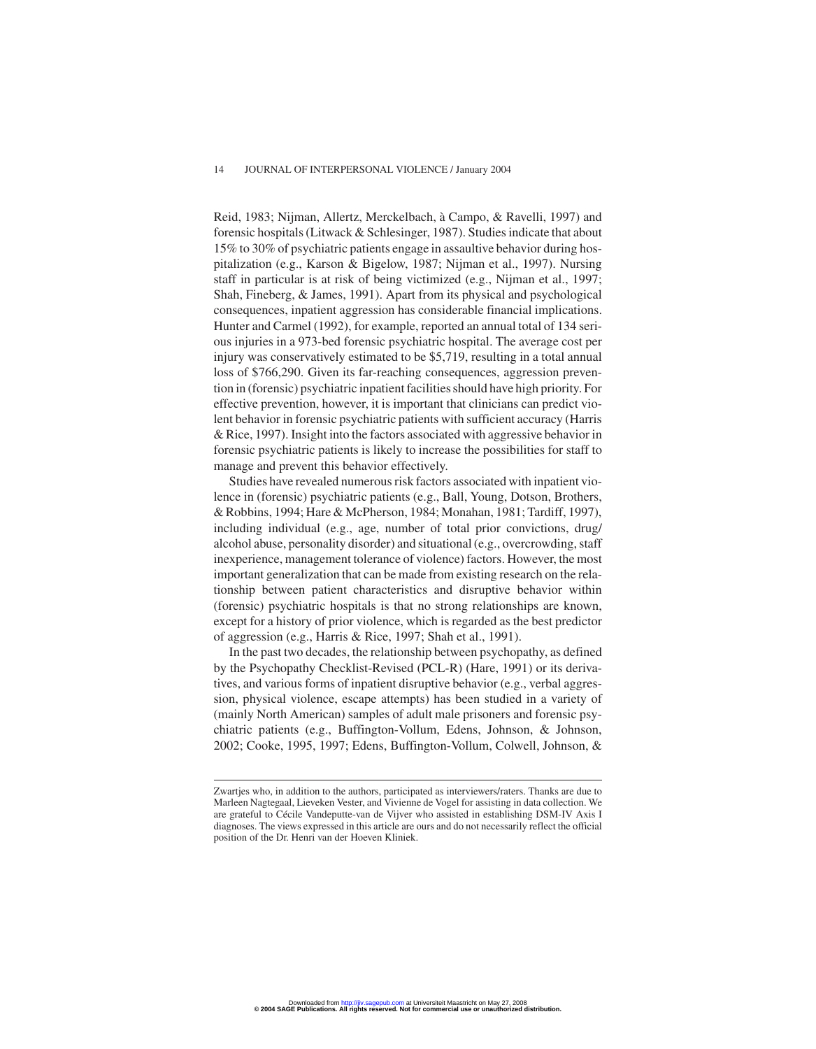Reid, 1983; Nijman, Allertz, Merckelbach, à Campo, & Ravelli, 1997) and forensic hospitals (Litwack & Schlesinger, 1987). Studies indicate that about 15% to 30% of psychiatric patients engage in assaultive behavior during hospitalization (e.g., Karson & Bigelow, 1987; Nijman et al., 1997). Nursing staff in particular is at risk of being victimized (e.g., Nijman et al., 1997; Shah, Fineberg, & James, 1991). Apart from its physical and psychological consequences, inpatient aggression has considerable financial implications. Hunter and Carmel (1992), for example, reported an annual total of 134 serious injuries in a 973-bed forensic psychiatric hospital. The average cost per injury was conservatively estimated to be $5,719, resulting in a total annual loss of $766,290. Given its far-reaching consequences, aggression prevention in (forensic) psychiatric inpatient facilities should have high priority. For effective prevention, however, it is important that clinicians can predict violent behavior in forensic psychiatric patients with sufficient accuracy (Harris & Rice, 1997). Insight into the factors associated with aggressive behavior in forensic psychiatric patients is likely to increase the possibilities for staff to manage and prevent this behavior effectively.

Studies have revealed numerous risk factors associated with inpatient violence in (forensic) psychiatric patients (e.g., Ball, Young, Dotson, Brothers, & Robbins, 1994; Hare & McPherson, 1984; Monahan, 1981; Tardiff, 1997), including individual (e.g., age, number of total prior convictions, drug/alcohol abuse, personality disorder) and situational (e.g., overcrowding, staff inexperience, management tolerance of violence) factors. However, the most important generalization that can be made from existing research on the relationship between patient characteristics and disruptive behavior within (forensic) psychiatric hospitals is that no strong relationships are known, except for a history of prior violence, which is regarded as the best predictor of aggression (e.g., Harris & Rice, 1997; Shah et al., 1991).

In the past two decades, the relationship between psychopathy, as defined by the Psychopathy Checklist-Revised (PCL-R) (Hare, 1991) or its derivatives, and various forms of inpatient disruptive behavior (e.g., verbal aggression, physical violence, escape attempts) has been studied in a variety of (mainly North American) samples of adult male prisoners and forensic psychiatric patients (e.g., Buffington-Vollum, Edens, Johnson, & Johnson, 2002; Cooke, 1995, 1997; Edens, Buffington-Vollum, Colwell, Johnson, &

---

Zwartjes who, in addition to the authors, participated as interviewers/raters. Thanks are due to Marleen Nagtegaal, Lieveken Vester, and Vivienne de Vogel for assisting in data collection. We are grateful to Cécile Vandeputte-van de Vijver who assisted in establishing DSM-IV Axis I diagnoses. The views expressed in this article are ours and do not necessarily reflect the official position of the Dr. Henri van der Hoeven Kliniek.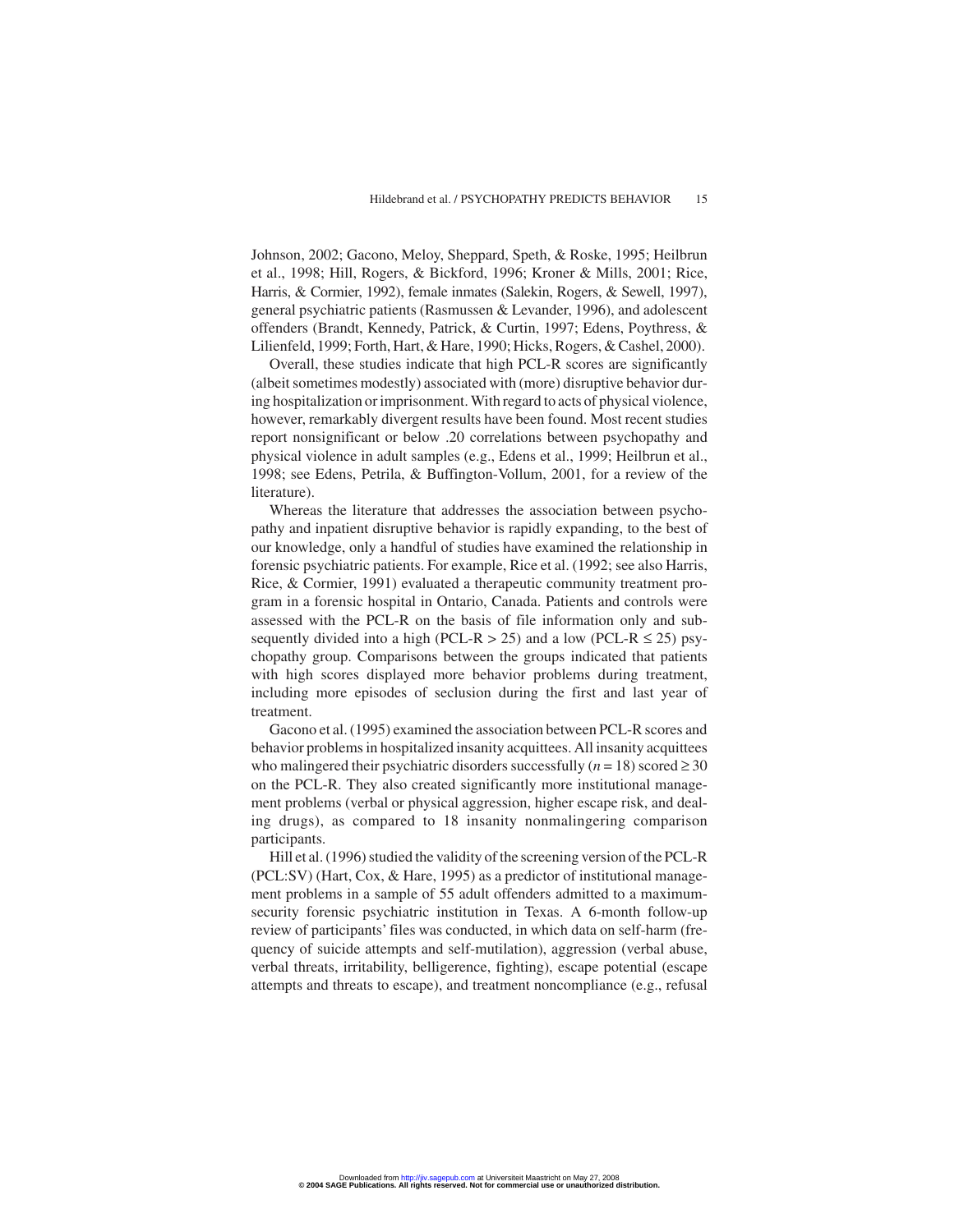Johnson, 2002; Gacono, Meloy, Sheppard, Speth, & Roske, 1995; Heilbrun et al., 1998; Hill, Rogers, & Bickford, 1996; Kroner & Mills, 2001; Rice, Harris, & Cormier, 1992), female inmates (Salekin, Rogers, & Sewell, 1997), general psychiatric patients (Rasmussen & Levander, 1996), and adolescent offenders (Brandt, Kennedy, Patrick, & Curtin, 1997; Edens, Poythress, & Lilienfeld, 1999; Forth, Hart, & Hare, 1990; Hicks, Rogers, & Cashel, 2000).

Overall, these studies indicate that high PCL-R scores are significantly (albeit sometimes modestly) associated with (more) disruptive behavior during hospitalization or imprisonment. With regard to acts of physical violence, however, remarkably divergent results have been found. Most recent studies report nonsignificant or below .20 correlations between psychopathy and physical violence in adult samples (e.g., Edens et al., 1999; Heilbrun et al., 1998; see Edens, Petrila, & Buffington-Vollum, 2001, for a review of the literature).

Whereas the literature that addresses the association between psychopathy and inpatient disruptive behavior is rapidly expanding, to the best of our knowledge, only a handful of studies have examined the relationship in forensic psychiatric patients. For example, Rice et al. (1992; see also Harris, Rice, & Cormier, 1991) evaluated a therapeutic community treatment program in a forensic hospital in Ontario, Canada. Patients and controls were assessed with the PCL-R on the basis of file information only and subsequently divided into a high (PCL-R > 25) and a low (PCL-R ≤ 25) psychopathy group. Comparisons between the groups indicated that patients with high scores displayed more behavior problems during treatment, including more episodes of seclusion during the first and last year of treatment.

Gacono et al. (1995) examined the association between PCL-R scores and behavior problems in hospitalized insanity acquittees. All insanity acquittees who malingered their psychiatric disorders successfully ($n = 18$) scored ≥ 30 on the PCL-R. They also created significantly more institutional management problems (verbal or physical aggression, higher escape risk, and dealing drugs), as compared to 18 insanity nonmalingering comparison participants.

Hill et al. (1996) studied the validity of the screening version of the PCL-R (PCL:SV) (Hart, Cox, & Hare, 1995) as a predictor of institutional management problems in a sample of 55 adult offenders admitted to a maximum-security forensic psychiatric institution in Texas. A 6-month follow-up review of participants' files was conducted, in which data on self-harm (frequency of suicide attempts and self-mutilation), aggression (verbal abuse, verbal threats, irritability, belligerence, fighting), escape potential (escape attempts and threats to escape), and treatment noncompliance (e.g., refusal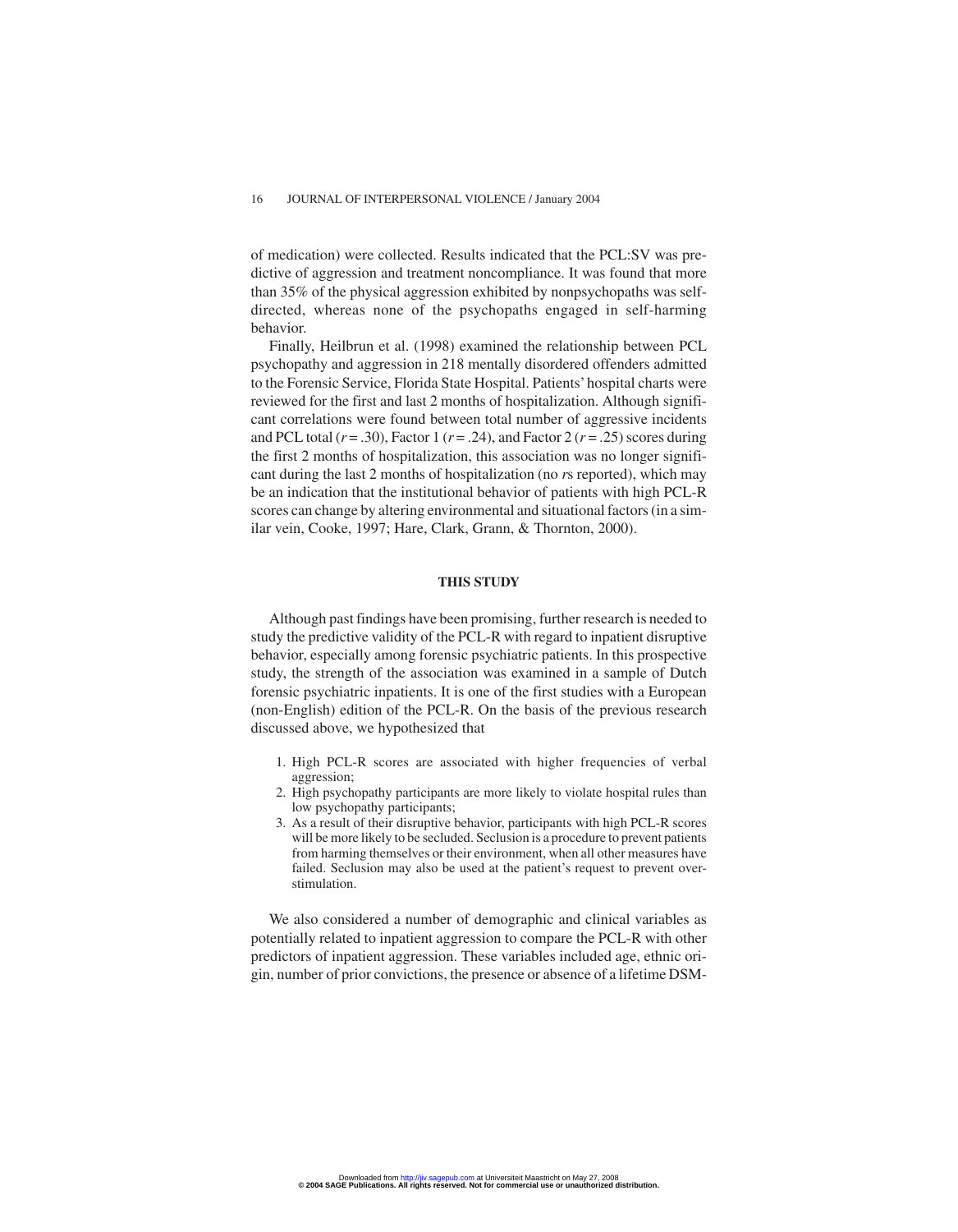of medication) were collected. Results indicated that the PCL:SV was predictive of aggression and treatment noncompliance. It was found that more than 35% of the physical aggression exhibited by nonpsychopaths was self-directed, whereas none of the psychopaths engaged in self-harming behavior.

Finally, Heilbrun et al. (1998) examined the relationship between PCL psychopathy and aggression in 218 mentally disordered offenders admitted to the Forensic Service, Florida State Hospital. Patients' hospital charts were reviewed for the first and last 2 months of hospitalization. Although significant correlations were found between total number of aggressive incidents and PCL total ($r = .30$), Factor 1 ($r = .24$), and Factor 2 ($r = .25$) scores during the first 2 months of hospitalization, this association was no longer significant during the last 2 months of hospitalization (no *r*s reported), which may be an indication that the institutional behavior of patients with high PCL-R scores can change by altering environmental and situational factors (in a similar vein, Cooke, 1997; Hare, Clark, Grann, & Thornton, 2000).

## THIS STUDY

Although past findings have been promising, further research is needed to study the predictive validity of the PCL-R with regard to inpatient disruptive behavior, especially among forensic psychiatric patients. In this prospective study, the strength of the association was examined in a sample of Dutch forensic psychiatric inpatients. It is one of the first studies with a European (non-English) edition of the PCL-R. On the basis of the previous research discussed above, we hypothesized that

1. High PCL-R scores are associated with higher frequencies of verbal aggression;
2. High psychopathy participants are more likely to violate hospital rules than low psychopathy participants;
3. As a result of their disruptive behavior, participants with high PCL-R scores will be more likely to be secluded. Seclusion is a procedure to prevent patients from harming themselves or their environment, when all other measures have failed. Seclusion may also be used at the patient's request to prevent overstimulation.

We also considered a number of demographic and clinical variables as potentially related to inpatient aggression to compare the PCL-R with other predictors of inpatient aggression. These variables included age, ethnic origin, number of prior convictions, the presence or absence of a lifetime DSM-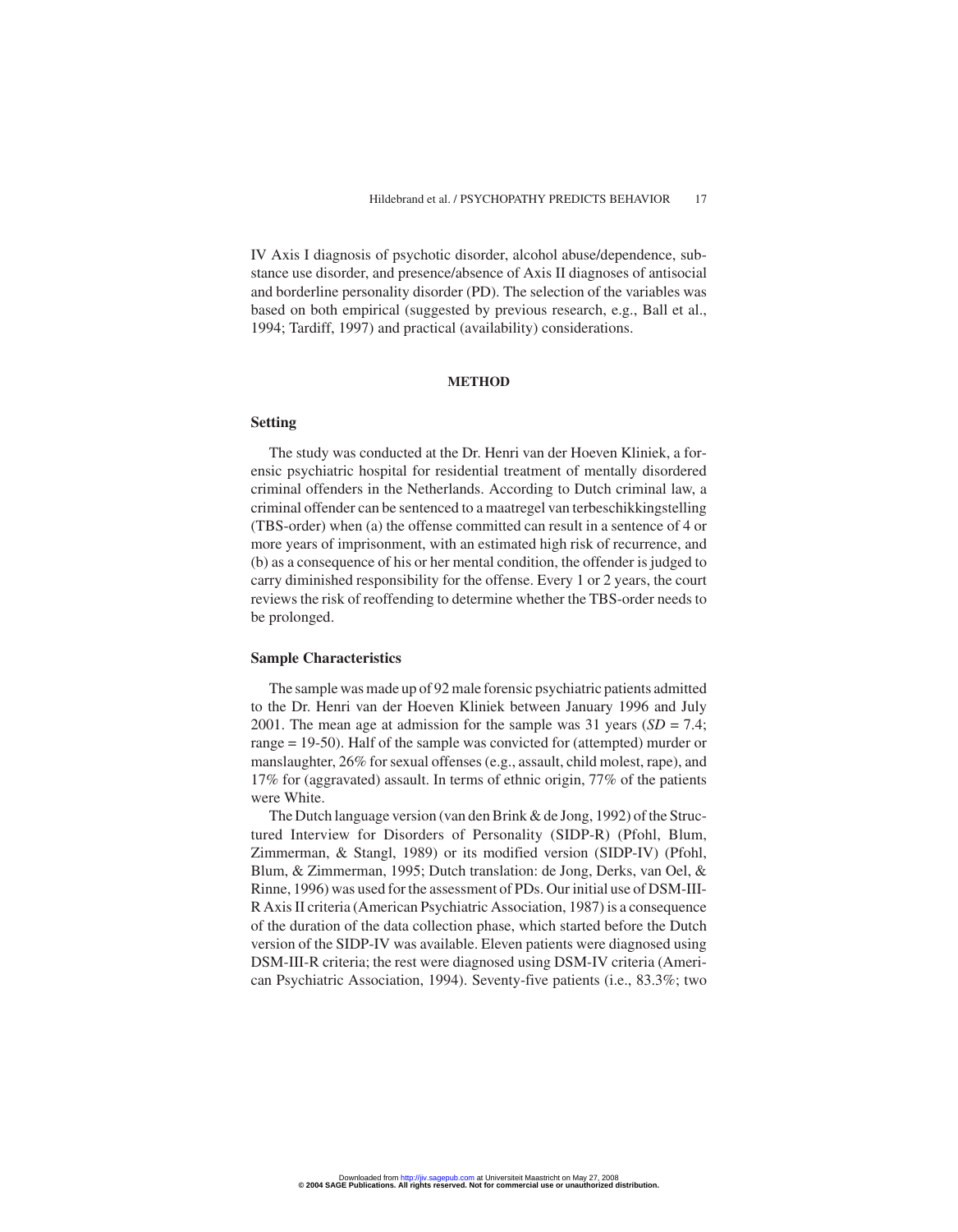IV Axis I diagnosis of psychotic disorder, alcohol abuse/dependence, substance use disorder, and presence/absence of Axis II diagnoses of antisocial and borderline personality disorder (PD). The selection of the variables was based on both empirical (suggested by previous research, e.g., Ball et al., 1994; Tardiff, 1997) and practical (availability) considerations.

## METHOD

### Setting

The study was conducted at the Dr. Henri van der Hoeven Kliniek, a forensic psychiatric hospital for residential treatment of mentally disordered criminal offenders in the Netherlands. According to Dutch criminal law, a criminal offender can be sentenced to a maatregel van terbeschikkingstelling (TBS-order) when (a) the offense committed can result in a sentence of 4 or more years of imprisonment, with an estimated high risk of recurrence, and (b) as a consequence of his or her mental condition, the offender is judged to carry diminished responsibility for the offense. Every 1 or 2 years, the court reviews the risk of reoffending to determine whether the TBS-order needs to be prolonged.

### Sample Characteristics

The sample was made up of 92 male forensic psychiatric patients admitted to the Dr. Henri van der Hoeven Kliniek between January 1996 and July 2001. The mean age at admission for the sample was 31 years (*SD* = 7.4; range = 19-50). Half of the sample was convicted for (attempted) murder or manslaughter, 26% for sexual offenses (e.g., assault, child molest, rape), and 17% for (aggravated) assault. In terms of ethnic origin, 77% of the patients were White.

The Dutch language version (van den Brink & de Jong, 1992) of the Structured Interview for Disorders of Personality (SIDP-R) (Pfohl, Blum, Zimmerman, & Stangl, 1989) or its modified version (SIDP-IV) (Pfohl, Blum, & Zimmerman, 1995; Dutch translation: de Jong, Derks, van Oel, & Rinne, 1996) was used for the assessment of PDs. Our initial use of DSM-III-R Axis II criteria (American Psychiatric Association, 1987) is a consequence of the duration of the data collection phase, which started before the Dutch version of the SIDP-IV was available. Eleven patients were diagnosed using DSM-III-R criteria; the rest were diagnosed using DSM-IV criteria (American Psychiatric Association, 1994). Seventy-five patients (i.e., 83.3%; two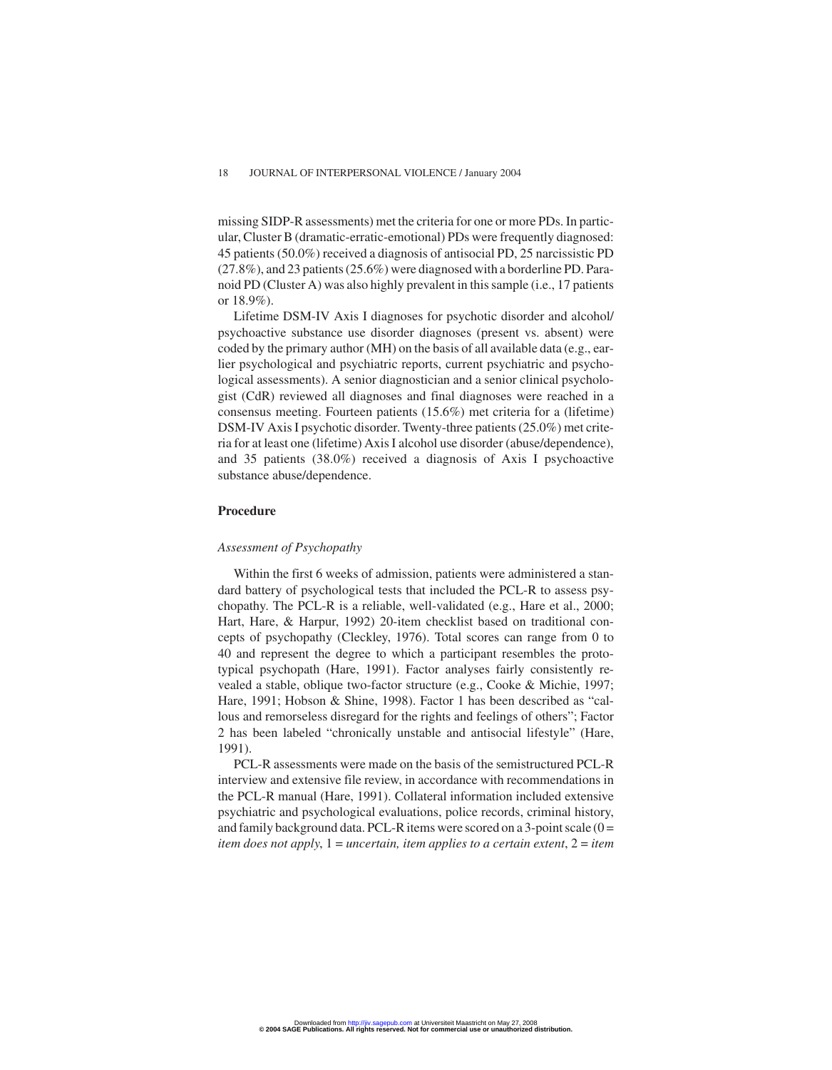missing SIDP-R assessments) met the criteria for one or more PDs. In particular, Cluster B (dramatic-erratic-emotional) PDs were frequently diagnosed: 45 patients (50.0%) received a diagnosis of antisocial PD, 25 narcissistic PD (27.8%), and 23 patients (25.6%) were diagnosed with a borderline PD. Paranoid PD (Cluster A) was also highly prevalent in this sample (i.e., 17 patients or 18.9%).

Lifetime DSM-IV Axis I diagnoses for psychotic disorder and alcohol/psychoactive substance use disorder diagnoses (present vs. absent) were coded by the primary author (MH) on the basis of all available data (e.g., earlier psychological and psychiatric reports, current psychiatric and psychological assessments). A senior diagnostician and a senior clinical psychologist (CdR) reviewed all diagnoses and final diagnoses were reached in a consensus meeting. Fourteen patients (15.6%) met criteria for a (lifetime) DSM-IV Axis I psychotic disorder. Twenty-three patients (25.0%) met criteria for at least one (lifetime) Axis I alcohol use disorder (abuse/dependence), and 35 patients (38.0%) received a diagnosis of Axis I psychoactive substance abuse/dependence.

## Procedure

### *Assessment of Psychopathy*

Within the first 6 weeks of admission, patients were administered a standard battery of psychological tests that included the PCL-R to assess psychopathy. The PCL-R is a reliable, well-validated (e.g., Hare et al., 2000; Hart, Hare, & Harpur, 1992) 20-item checklist based on traditional concepts of psychopathy (Cleckley, 1976). Total scores can range from 0 to 40 and represent the degree to which a participant resembles the prototypical psychopath (Hare, 1991). Factor analyses fairly consistently revealed a stable, oblique two-factor structure (e.g., Cooke & Michie, 1997; Hare, 1991; Hobson & Shine, 1998). Factor 1 has been described as "callous and remorseless disregard for the rights and feelings of others"; Factor 2 has been labeled "chronically unstable and antisocial lifestyle" (Hare, 1991).

PCL-R assessments were made on the basis of the semistructured PCL-R interview and extensive file review, in accordance with recommendations in the PCL-R manual (Hare, 1991). Collateral information included extensive psychiatric and psychological evaluations, police records, criminal history, and family background data. PCL-R items were scored on a 3-point scale (0 = *item does not apply*, 1 = *uncertain, item applies to a certain extent*, 2 = *item*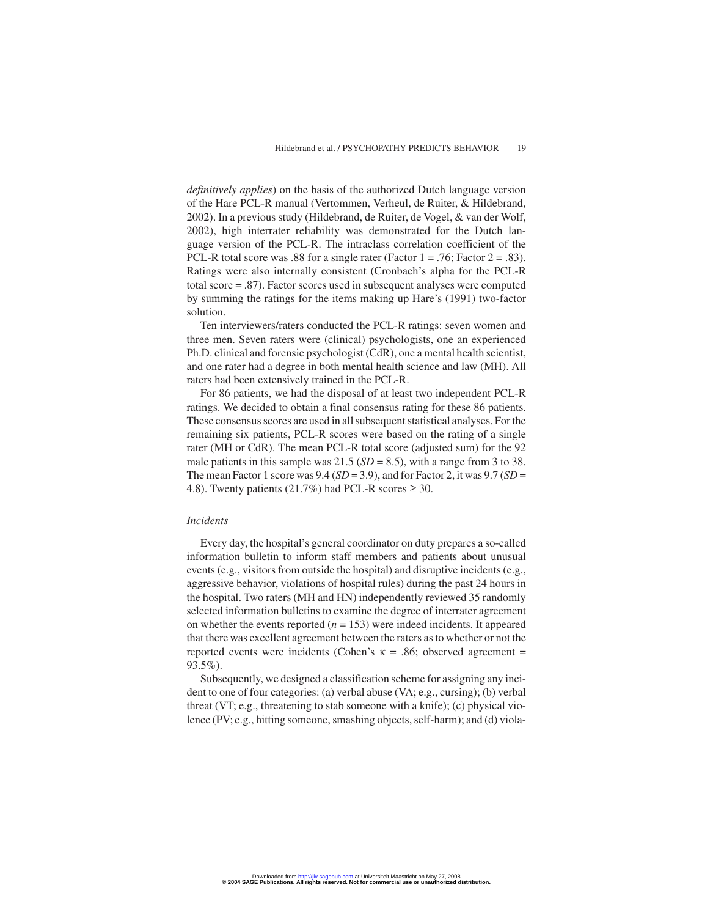*definitively applies*) on the basis of the authorized Dutch language version of the Hare PCL-R manual (Vertommen, Verheul, de Ruiter, & Hildebrand, 2002). In a previous study (Hildebrand, de Ruiter, de Vogel, & van der Wolf, 2002), high interrater reliability was demonstrated for the Dutch language version of the PCL-R. The intraclass correlation coefficient of the PCL-R total score was .88 for a single rater (Factor 1 = .76; Factor 2 = .83). Ratings were also internally consistent (Cronbach's alpha for the PCL-R total score = .87). Factor scores used in subsequent analyses were computed by summing the ratings for the items making up Hare's (1991) two-factor solution.

Ten interviewers/raters conducted the PCL-R ratings: seven women and three men. Seven raters were (clinical) psychologists, one an experienced Ph.D. clinical and forensic psychologist (CdR), one a mental health scientist, and one rater had a degree in both mental health science and law (MH). All raters had been extensively trained in the PCL-R.

For 86 patients, we had the disposal of at least two independent PCL-R ratings. We decided to obtain a final consensus rating for these 86 patients. These consensus scores are used in all subsequent statistical analyses. For the remaining six patients, PCL-R scores were based on the rating of a single rater (MH or CdR). The mean PCL-R total score (adjusted sum) for the 92 male patients in this sample was 21.5 ($SD$ = 8.5), with a range from 3 to 38. The mean Factor 1 score was 9.4 ($SD$ = 3.9), and for Factor 2, it was 9.7 ($SD$ = 4.8). Twenty patients (21.7%) had PCL-R scores $\geq$ 30.

### *Incidents*

Every day, the hospital's general coordinator on duty prepares a so-called information bulletin to inform staff members and patients about unusual events (e.g., visitors from outside the hospital) and disruptive incidents (e.g., aggressive behavior, violations of hospital rules) during the past 24 hours in the hospital. Two raters (MH and HN) independently reviewed 35 randomly selected information bulletins to examine the degree of interrater agreement on whether the events reported ($n$ = 153) were indeed incidents. It appeared that there was excellent agreement between the raters as to whether or not the reported events were incidents (Cohen's $\kappa$ = .86; observed agreement = 93.5%).

Subsequently, we designed a classification scheme for assigning any incident to one of four categories: (a) verbal abuse (VA; e.g., cursing); (b) verbal threat (VT; e.g., threatening to stab someone with a knife); (c) physical violence (PV; e.g., hitting someone, smashing objects, self-harm); and (d) viola-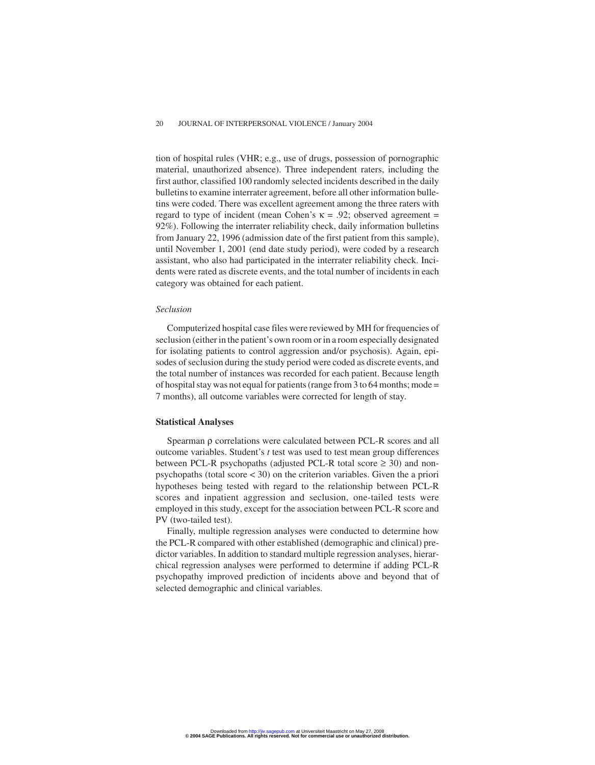tion of hospital rules (VHR; e.g., use of drugs, possession of pornographic material, unauthorized absence). Three independent raters, including the first author, classified 100 randomly selected incidents described in the daily bulletins to examine interrater agreement, before all other information bulletins were coded. There was excellent agreement among the three raters with regard to type of incident (mean Cohen's $\kappa = .92$; observed agreement = 92%). Following the interrater reliability check, daily information bulletins from January 22, 1996 (admission date of the first patient from this sample), until November 1, 2001 (end date study period), were coded by a research assistant, who also had participated in the interrater reliability check. Incidents were rated as discrete events, and the total number of incidents in each category was obtained for each patient.

### *Seclusion*

Computerized hospital case files were reviewed by MH for frequencies of seclusion (either in the patient's own room or in a room especially designated for isolating patients to control aggression and/or psychosis). Again, episodes of seclusion during the study period were coded as discrete events, and the total number of instances was recorded for each patient. Because length of hospital stay was not equal for patients (range from 3 to 64 months; mode = 7 months), all outcome variables were corrected for length of stay.

## **Statistical Analyses**

Spearman $\rho$ correlations were calculated between PCL-R scores and all outcome variables. Student's $t$ test was used to test mean group differences between PCL-R psychopaths (adjusted PCL-R total score $\geq 30$) and nonpsychopaths (total score $< 30$) on the criterion variables. Given the a priori hypotheses being tested with regard to the relationship between PCL-R scores and inpatient aggression and seclusion, one-tailed tests were employed in this study, except for the association between PCL-R score and PV (two-tailed test).

Finally, multiple regression analyses were conducted to determine how the PCL-R compared with other established (demographic and clinical) predictor variables. In addition to standard multiple regression analyses, hierarchical regression analyses were performed to determine if adding PCL-R psychopathy improved prediction of incidents above and beyond that of selected demographic and clinical variables.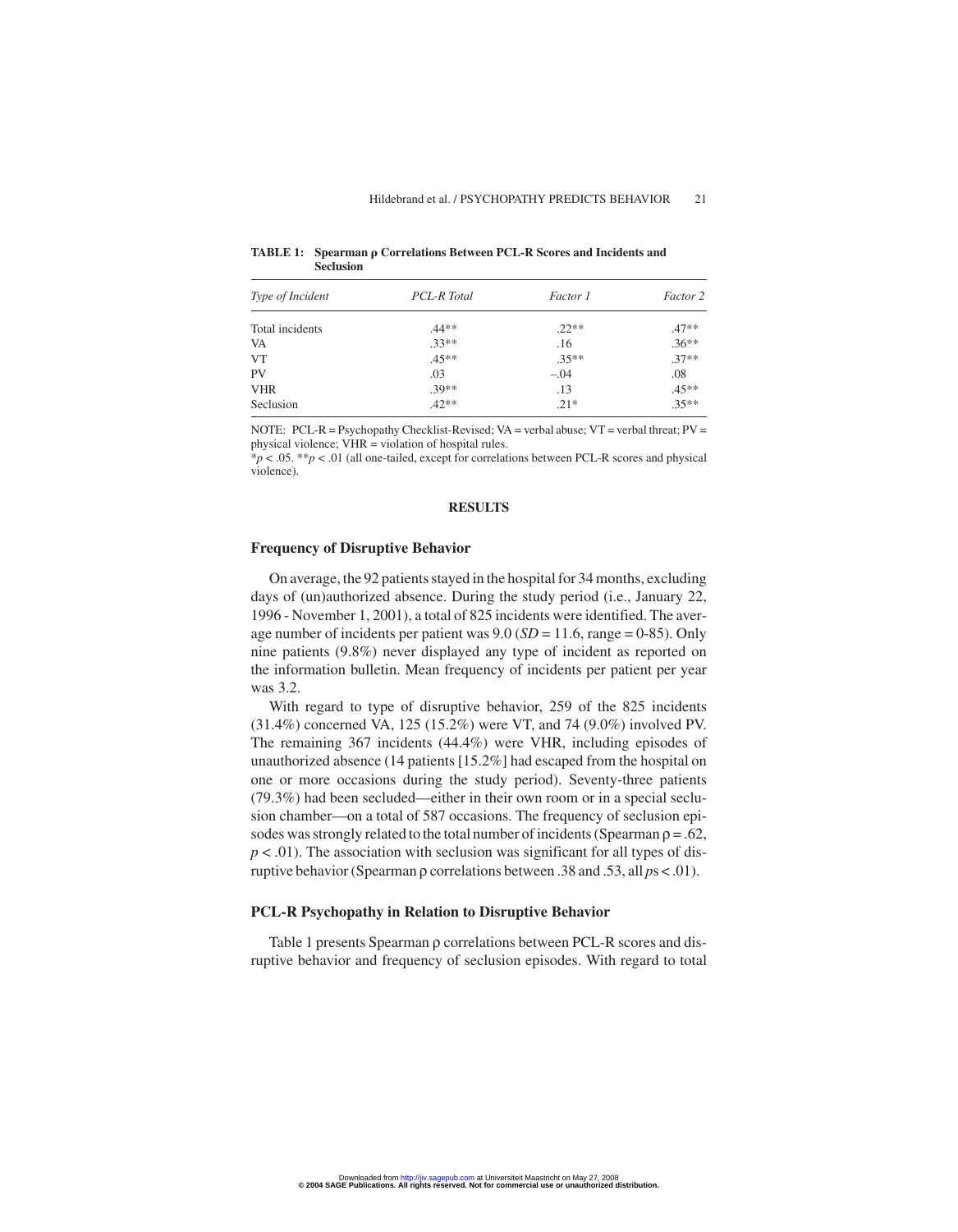**TABLE 1: Spearman ρ Correlations Between PCL-R Scores and Incidents and Seclusion**

| *Type of Incident* | *PCL-R Total* | *Factor 1* | *Factor 2* |
|---|---|---|---|
| Total incidents | .44** | .22** | .47** |
| VA | .33** | .16 | .36** |
| VT | .45** | .35** | .37** |
| PV | .03 | –.04 | .08 |
| VHR | .39** | .13 | .45** |
| Seclusion | .42** | .21* | .35** |

NOTE: PCL-R = Psychopathy Checklist-Revised; VA = verbal abuse; VT = verbal threat; PV = physical violence; VHR = violation of hospital rules.
*$p < .05$. **$p < .01$ (all one-tailed, except for correlations between PCL-R scores and physical violence).

## RESULTS

### Frequency of Disruptive Behavior

On average, the 92 patients stayed in the hospital for 34 months, excluding days of (un)authorized absence. During the study period (i.e., January 22, 1996 - November 1, 2001), a total of 825 incidents were identified. The average number of incidents per patient was 9.0 ($SD$ = 11.6, range = 0-85). Only nine patients (9.8%) never displayed any type of incident as reported on the information bulletin. Mean frequency of incidents per patient per year was 3.2.

With regard to type of disruptive behavior, 259 of the 825 incidents (31.4%) concerned VA, 125 (15.2%) were VT, and 74 (9.0%) involved PV. The remaining 367 incidents (44.4%) were VHR, including episodes of unauthorized absence (14 patients [15.2%] had escaped from the hospital on one or more occasions during the study period). Seventy-three patients (79.3%) had been secluded—either in their own room or in a special seclusion chamber—on a total of 587 occasions. The frequency of seclusion episodes was strongly related to the total number of incidents (Spearman $\rho = .62$, $p < .01$). The association with seclusion was significant for all types of disruptive behavior (Spearman ρ correlations between .38 and .53, all $p$s < .01).

### PCL-R Psychopathy in Relation to Disruptive Behavior

Table 1 presents Spearman ρ correlations between PCL-R scores and disruptive behavior and frequency of seclusion episodes. With regard to total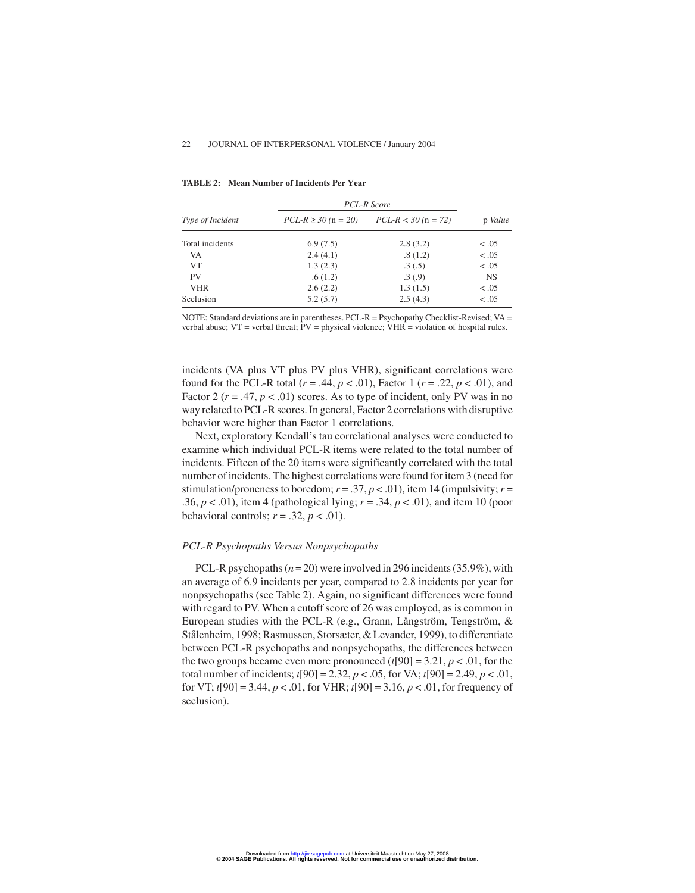**TABLE 2: Mean Number of Incidents Per Year**

| *Type of Incident* | *PCL-R Score* | | p *Value* |
|---|---|---|---|
| | *PCL-R* $\geq$ *30* (n = *20*) | *PCL-R* < *30* (n = *72*) | |
| Total incidents | 6.9 (7.5) | 2.8 (3.2) | < .05 |
| VA | 2.4 (4.1) | .8 (1.2) | < .05 |
| VT | 1.3 (2.3) | .3 (.5) | < .05 |
| PV | .6 (1.2) | .3 (.9) | NS |
| VHR | 2.6 (2.2) | 1.3 (1.5) | < .05 |
| Seclusion | 5.2 (5.7) | 2.5 (4.3) | < .05 |

NOTE: Standard deviations are in parentheses. PCL-R = Psychopathy Checklist-Revised; VA = verbal abuse; VT = verbal threat; PV = physical violence; VHR = violation of hospital rules.

incidents (VA plus VT plus PV plus VHR), significant correlations were found for the PCL-R total ($r = .44$, $p < .01$), Factor 1 ($r = .22$, $p < .01$), and Factor 2 ($r = .47$, $p < .01$) scores. As to type of incident, only PV was in no way related to PCL-R scores. In general, Factor 2 correlations with disruptive behavior were higher than Factor 1 correlations.

Next, exploratory Kendall's tau correlational analyses were conducted to examine which individual PCL-R items were related to the total number of incidents. Fifteen of the 20 items were significantly correlated with the total number of incidents. The highest correlations were found for item 3 (need for stimulation/proneness to boredom; $r = .37$, $p < .01$), item 14 (impulsivity; $r = .36$, $p < .01$), item 4 (pathological lying; $r = .34$, $p < .01$), and item 10 (poor behavioral controls; $r = .32$, $p < .01$).

### *PCL-R Psychopaths Versus Nonpsychopaths*

PCL-R psychopaths ($n = 20$) were involved in 296 incidents (35.9%), with an average of 6.9 incidents per year, compared to 2.8 incidents per year for nonpsychopaths (see Table 2). Again, no significant differences were found with regard to PV. When a cutoff score of 26 was employed, as is common in European studies with the PCL-R (e.g., Grann, Långström, Tengström, & Stålenheim, 1998; Rasmussen, Storsæter, & Levander, 1999), to differentiate between PCL-R psychopaths and nonpsychopaths, the differences between the two groups became even more pronounced ($t[90] = 3.21$, $p < .01$, for the total number of incidents; $t[90] = 2.32$, $p < .05$, for VA; $t[90] = 2.49$, $p < .01$, for VT; $t[90] = 3.44$, $p < .01$, for VHR; $t[90] = 3.16$, $p < .01$, for frequency of seclusion).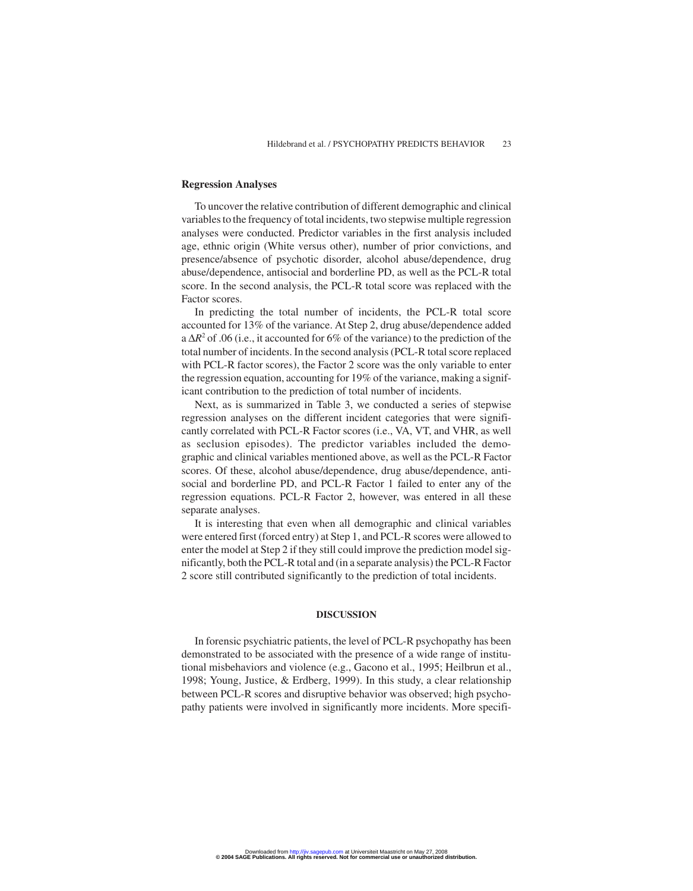### Regression Analyses

To uncover the relative contribution of different demographic and clinical variables to the frequency of total incidents, two stepwise multiple regression analyses were conducted. Predictor variables in the first analysis included age, ethnic origin (White versus other), number of prior convictions, and presence/absence of psychotic disorder, alcohol abuse/dependence, drug abuse/dependence, antisocial and borderline PD, as well as the PCL-R total score. In the second analysis, the PCL-R total score was replaced with the Factor scores.

In predicting the total number of incidents, the PCL-R total score accounted for 13% of the variance. At Step 2, drug abuse/dependence added a $\Delta R^2$ of .06 (i.e., it accounted for 6% of the variance) to the prediction of the total number of incidents. In the second analysis (PCL-R total score replaced with PCL-R factor scores), the Factor 2 score was the only variable to enter the regression equation, accounting for 19% of the variance, making a significant contribution to the prediction of total number of incidents.

Next, as is summarized in Table 3, we conducted a series of stepwise regression analyses on the different incident categories that were significantly correlated with PCL-R Factor scores (i.e., VA, VT, and VHR, as well as seclusion episodes). The predictor variables included the demographic and clinical variables mentioned above, as well as the PCL-R Factor scores. Of these, alcohol abuse/dependence, drug abuse/dependence, antisocial and borderline PD, and PCL-R Factor 1 failed to enter any of the regression equations. PCL-R Factor 2, however, was entered in all these separate analyses.

It is interesting that even when all demographic and clinical variables were entered first (forced entry) at Step 1, and PCL-R scores were allowed to enter the model at Step 2 if they still could improve the prediction model significantly, both the PCL-R total and (in a separate analysis) the PCL-R Factor 2 score still contributed significantly to the prediction of total incidents.

## DISCUSSION

In forensic psychiatric patients, the level of PCL-R psychopathy has been demonstrated to be associated with the presence of a wide range of institutional misbehaviors and violence (e.g., Gacono et al., 1995; Heilbrun et al., 1998; Young, Justice, & Erdberg, 1999). In this study, a clear relationship between PCL-R scores and disruptive behavior was observed; high psychopathy patients were involved in significantly more incidents. More specifi-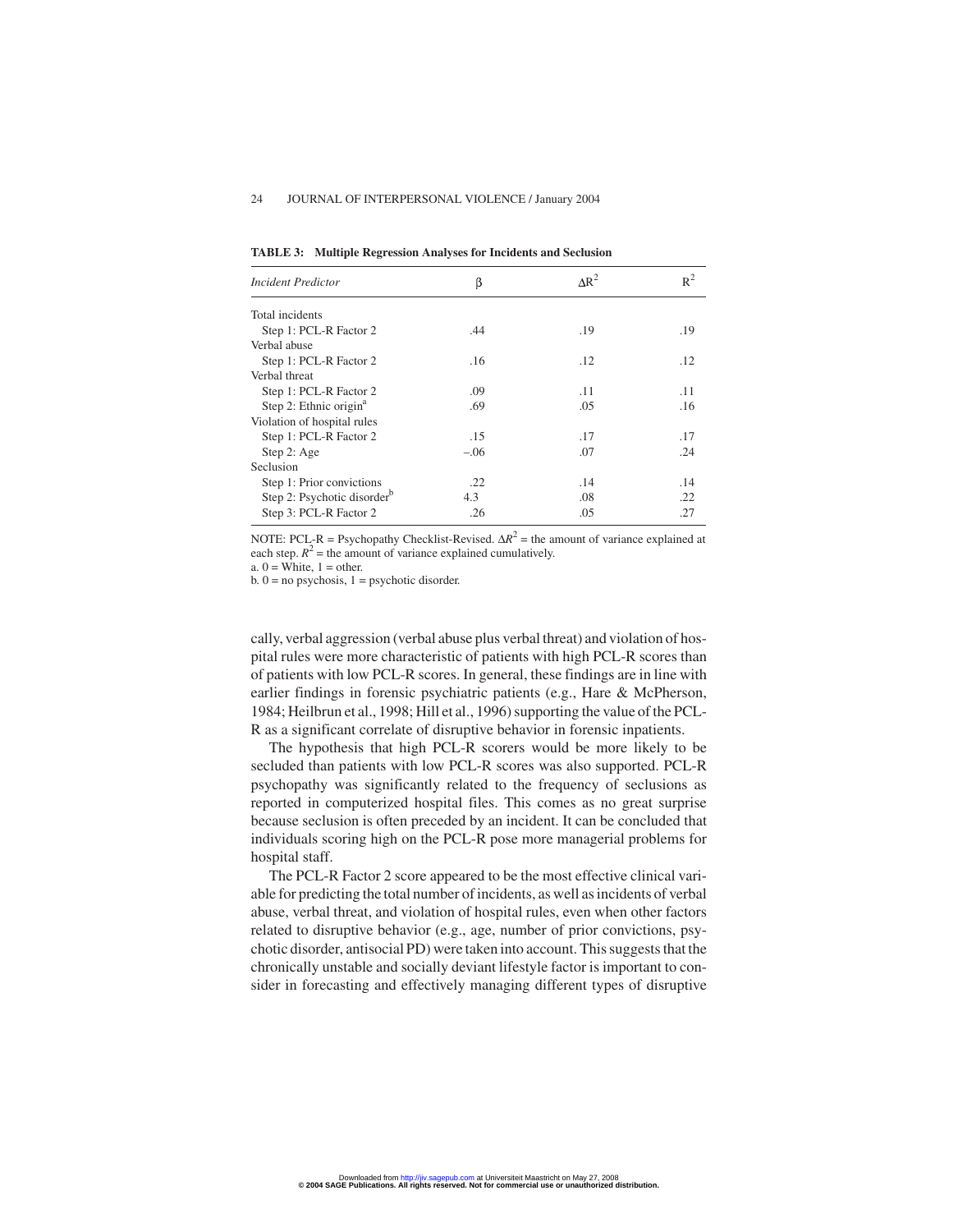**TABLE 3: Multiple Regression Analyses for Incidents and Seclusion**

| *Incident Predictor* | β | $\Delta R^2$ | $R^2$ |
|---|---|---|---|
| Total incidents | | | |
| Step 1: PCL-R Factor 2 | .44 | .19 | .19 |
| Verbal abuse | | | |
| Step 1: PCL-R Factor 2 | .16 | .12 | .12 |
| Verbal threat | | | |
| Step 1: PCL-R Factor 2 | .09 | .11 | .11 |
| Step 2: Ethnic origin[a] | .69 | .05 | .16 |
| Violation of hospital rules | | | |
| Step 1: PCL-R Factor 2 | .15 | .17 | .17 |
| Step 2: Age | –.06 | .07 | .24 |
| Seclusion | | | |
| Step 1: Prior convictions | .22 | .14 | .14 |
| Step 2: Psychotic disorder[b] | 4.3 | .08 | .22 |
| Step 3: PCL-R Factor 2 | .26 | .05 | .27 |

NOTE: PCL-R = Psychopathy Checklist-Revised. $\Delta R^2$ = the amount of variance explained at each step. $R^2$ = the amount of variance explained cumulatively.
a. 0 = White, 1 = other.
b. 0 = no psychosis, 1 = psychotic disorder.

cally, verbal aggression (verbal abuse plus verbal threat) and violation of hospital rules were more characteristic of patients with high PCL-R scores than of patients with low PCL-R scores. In general, these findings are in line with earlier findings in forensic psychiatric patients (e.g., Hare & McPherson, 1984; Heilbrun et al., 1998; Hill et al., 1996) supporting the value of the PCL-R as a significant correlate of disruptive behavior in forensic inpatients.

The hypothesis that high PCL-R scorers would be more likely to be secluded than patients with low PCL-R scores was also supported. PCL-R psychopathy was significantly related to the frequency of seclusions as reported in computerized hospital files. This comes as no great surprise because seclusion is often preceded by an incident. It can be concluded that individuals scoring high on the PCL-R pose more managerial problems for hospital staff.

The PCL-R Factor 2 score appeared to be the most effective clinical variable for predicting the total number of incidents, as well as incidents of verbal abuse, verbal threat, and violation of hospital rules, even when other factors related to disruptive behavior (e.g., age, number of prior convictions, psychotic disorder, antisocial PD) were taken into account. This suggests that the chronically unstable and socially deviant lifestyle factor is important to consider in forecasting and effectively managing different types of disruptive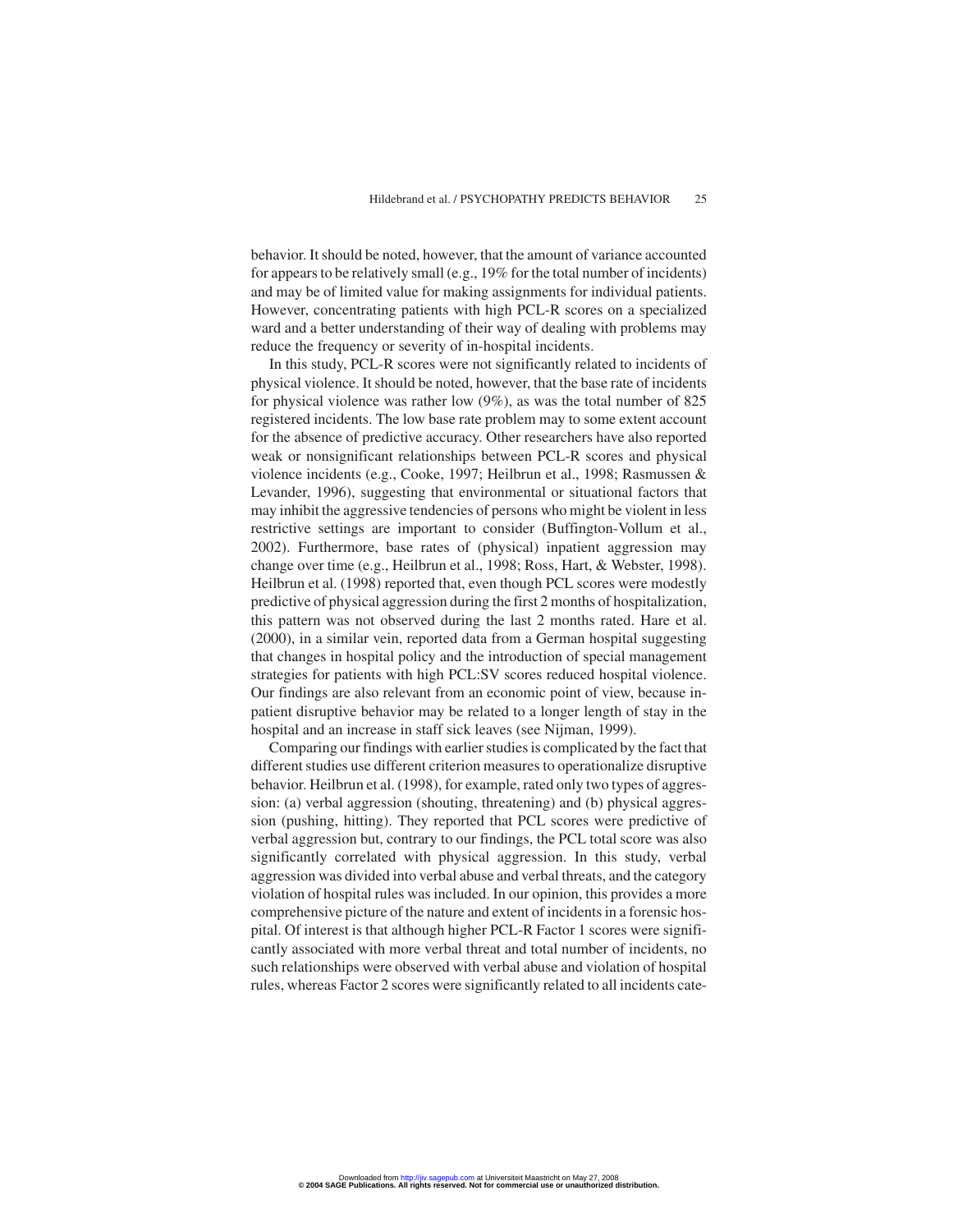behavior. It should be noted, however, that the amount of variance accounted for appears to be relatively small (e.g., 19% for the total number of incidents) and may be of limited value for making assignments for individual patients. However, concentrating patients with high PCL-R scores on a specialized ward and a better understanding of their way of dealing with problems may reduce the frequency or severity of in-hospital incidents.

In this study, PCL-R scores were not significantly related to incidents of physical violence. It should be noted, however, that the base rate of incidents for physical violence was rather low (9%), as was the total number of 825 registered incidents. The low base rate problem may to some extent account for the absence of predictive accuracy. Other researchers have also reported weak or nonsignificant relationships between PCL-R scores and physical violence incidents (e.g., Cooke, 1997; Heilbrun et al., 1998; Rasmussen & Levander, 1996), suggesting that environmental or situational factors that may inhibit the aggressive tendencies of persons who might be violent in less restrictive settings are important to consider (Buffington-Vollum et al., 2002). Furthermore, base rates of (physical) inpatient aggression may change over time (e.g., Heilbrun et al., 1998; Ross, Hart, & Webster, 1998). Heilbrun et al. (1998) reported that, even though PCL scores were modestly predictive of physical aggression during the first 2 months of hospitalization, this pattern was not observed during the last 2 months rated. Hare et al. (2000), in a similar vein, reported data from a German hospital suggesting that changes in hospital policy and the introduction of special management strategies for patients with high PCL:SV scores reduced hospital violence. Our findings are also relevant from an economic point of view, because inpatient disruptive behavior may be related to a longer length of stay in the hospital and an increase in staff sick leaves (see Nijman, 1999).

Comparing our findings with earlier studies is complicated by the fact that different studies use different criterion measures to operationalize disruptive behavior. Heilbrun et al. (1998), for example, rated only two types of aggression: (a) verbal aggression (shouting, threatening) and (b) physical aggression (pushing, hitting). They reported that PCL scores were predictive of verbal aggression but, contrary to our findings, the PCL total score was also significantly correlated with physical aggression. In this study, verbal aggression was divided into verbal abuse and verbal threats, and the category violation of hospital rules was included. In our opinion, this provides a more comprehensive picture of the nature and extent of incidents in a forensic hospital. Of interest is that although higher PCL-R Factor 1 scores were significantly associated with more verbal threat and total number of incidents, no such relationships were observed with verbal abuse and violation of hospital rules, whereas Factor 2 scores were significantly related to all incidents cate-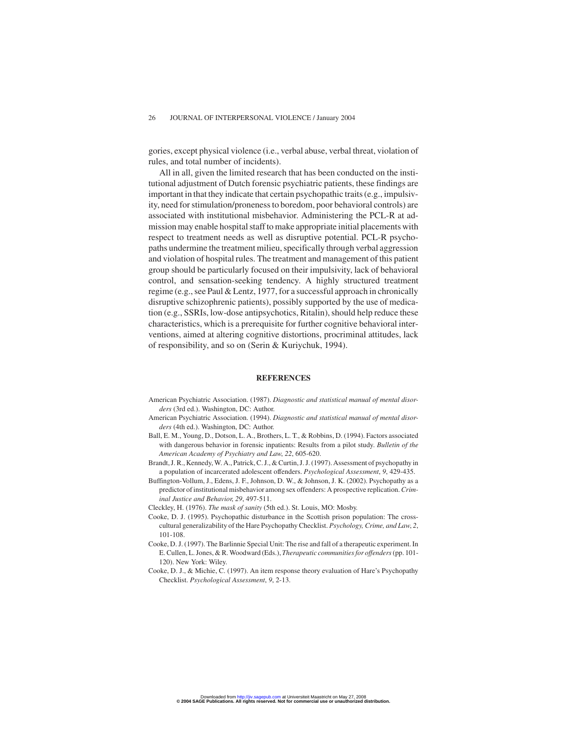gories, except physical violence (i.e., verbal abuse, verbal threat, violation of rules, and total number of incidents).

All in all, given the limited research that has been conducted on the institutional adjustment of Dutch forensic psychiatric patients, these findings are important in that they indicate that certain psychopathic traits (e.g., impulsivity, need for stimulation/proneness to boredom, poor behavioral controls) are associated with institutional misbehavior. Administering the PCL-R at admission may enable hospital staff to make appropriate initial placements with respect to treatment needs as well as disruptive potential. PCL-R psychopaths undermine the treatment milieu, specifically through verbal aggression and violation of hospital rules. The treatment and management of this patient group should be particularly focused on their impulsivity, lack of behavioral control, and sensation-seeking tendency. A highly structured treatment regime (e.g., see Paul & Lentz, 1977, for a successful approach in chronically disruptive schizophrenic patients), possibly supported by the use of medication (e.g., SSRIs, low-dose antipsychotics, Ritalin), should help reduce these characteristics, which is a prerequisite for further cognitive behavioral interventions, aimed at altering cognitive distortions, procriminal attitudes, lack of responsibility, and so on (Serin & Kuriychuk, 1994).

## REFERENCES

American Psychiatric Association. (1987). *Diagnostic and statistical manual of mental disorders* (3rd ed.). Washington, DC: Author.

American Psychiatric Association. (1994). *Diagnostic and statistical manual of mental disorders* (4th ed.). Washington, DC: Author.

Ball, E. M., Young, D., Dotson, L. A., Brothers, L. T., & Robbins, D. (1994). Factors associated with dangerous behavior in forensic inpatients: Results from a pilot study. *Bulletin of the American Academy of Psychiatry and Law*, *22*, 605-620.

Brandt, J. R., Kennedy, W. A., Patrick, C. J., & Curtin, J. J. (1997). Assessment of psychopathy in a population of incarcerated adolescent offenders. *Psychological Assessment*, *9*, 429-435.

Buffington-Vollum, J., Edens, J. F., Johnson, D. W., & Johnson, J. K. (2002). Psychopathy as a predictor of institutional misbehavior among sex offenders: A prospective replication. *Criminal Justice and Behavior*, *29*, 497-511.

Cleckley, H. (1976). *The mask of sanity* (5th ed.). St. Louis, MO: Mosby.

Cooke, D. J. (1995). Psychopathic disturbance in the Scottish prison population: The cross-cultural generalizability of the Hare Psychopathy Checklist. *Psychology, Crime, and Law*, *2*, 101-108.

Cooke, D. J. (1997). The Barlinnie Special Unit: The rise and fall of a therapeutic experiment. In E. Cullen, L. Jones, & R. Woodward (Eds.), *Therapeutic communities for offenders* (pp. 101-120). New York: Wiley.

Cooke, D. J., & Michie, C. (1997). An item response theory evaluation of Hare's Psychopathy Checklist. *Psychological Assessment*, *9*, 2-13.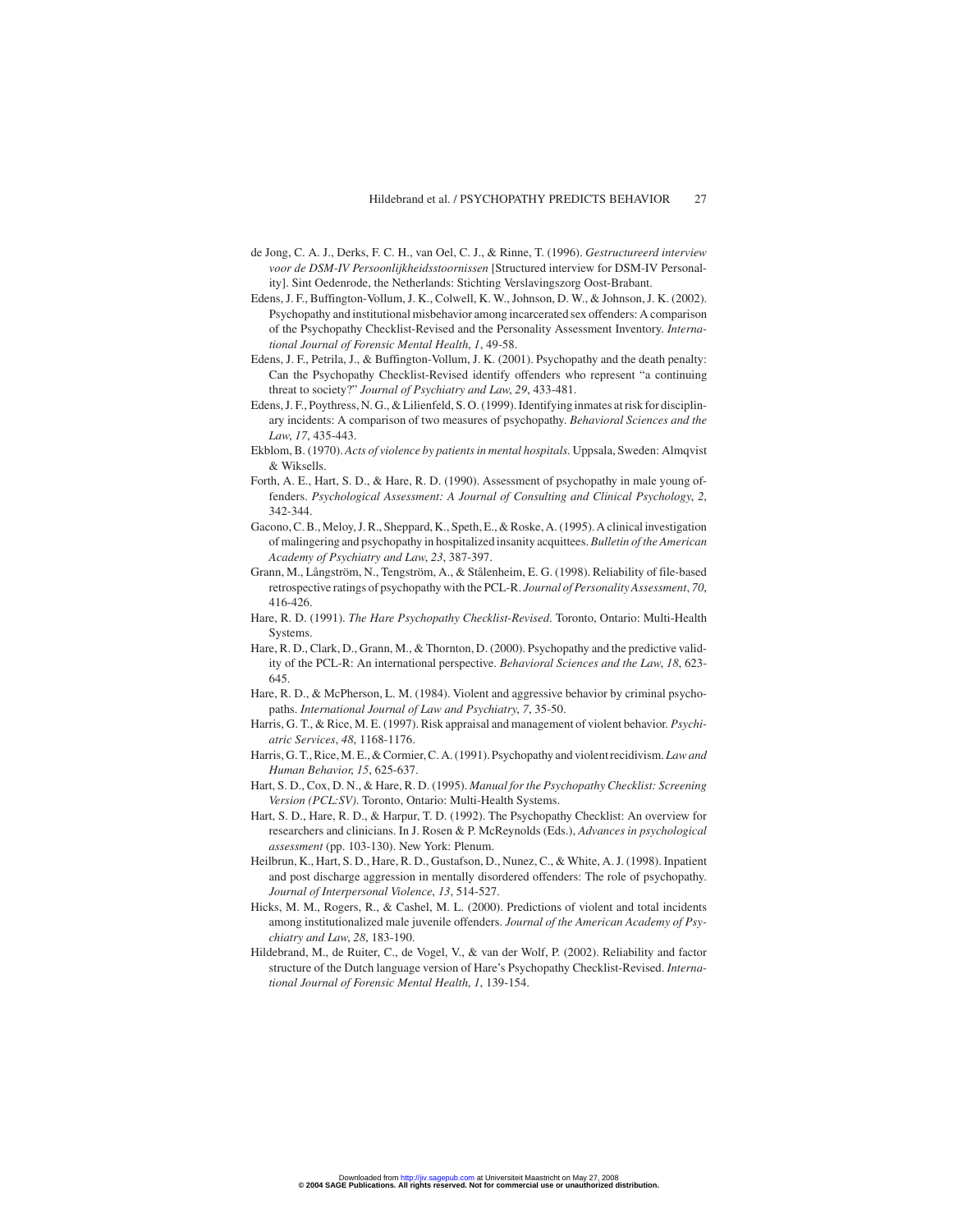de Jong, C. A. J., Derks, F. C. H., van Oel, C. J., & Rinne, T. (1996). *Gestructureerd interview voor de DSM-IV Persoonlijkheidsstoornissen* [Structured interview for DSM-IV Personality]. Sint Oedenrode, the Netherlands: Stichting Verslavingszorg Oost-Brabant.

Edens, J. F., Buffington-Vollum, J. K., Colwell, K. W., Johnson, D. W., & Johnson, J. K. (2002). Psychopathy and institutional misbehavior among incarcerated sex offenders: A comparison of the Psychopathy Checklist-Revised and the Personality Assessment Inventory. *International Journal of Forensic Mental Health*, *1*, 49-58.

Edens, J. F., Petrila, J., & Buffington-Vollum, J. K. (2001). Psychopathy and the death penalty: Can the Psychopathy Checklist-Revised identify offenders who represent "a continuing threat to society?" *Journal of Psychiatry and Law*, *29*, 433-481.

Edens, J. F., Poythress, N. G., & Lilienfeld, S. O. (1999). Identifying inmates at risk for disciplinary incidents: A comparison of two measures of psychopathy. *Behavioral Sciences and the Law*, *17*, 435-443.

Ekblom, B. (1970). *Acts of violence by patients in mental hospitals*. Uppsala, Sweden: Almqvist & Wiksells.

Forth, A. E., Hart, S. D., & Hare, R. D. (1990). Assessment of psychopathy in male young offenders. *Psychological Assessment: A Journal of Consulting and Clinical Psychology*, *2*, 342-344.

Gacono, C. B., Meloy, J. R., Sheppard, K., Speth, E., & Roske, A. (1995). A clinical investigation of malingering and psychopathy in hospitalized insanity acquittees. *Bulletin of the American Academy of Psychiatry and Law*, *23*, 387-397.

Grann, M., Långström, N., Tengström, A., & Stålenheim, E. G. (1998). Reliability of file-based retrospective ratings of psychopathy with the PCL-R. *Journal of Personality Assessment*, *70*, 416-426.

Hare, R. D. (1991). *The Hare Psychopathy Checklist-Revised*. Toronto, Ontario: Multi-Health Systems.

Hare, R. D., Clark, D., Grann, M., & Thornton, D. (2000). Psychopathy and the predictive validity of the PCL-R: An international perspective. *Behavioral Sciences and the Law*, *18*, 623-645.

Hare, R. D., & McPherson, L. M. (1984). Violent and aggressive behavior by criminal psychopaths. *International Journal of Law and Psychiatry*, *7*, 35-50.

Harris, G. T., & Rice, M. E. (1997). Risk appraisal and management of violent behavior. *Psychiatric Services*, *48*, 1168-1176.

Harris, G. T., Rice, M. E., & Cormier, C. A. (1991). Psychopathy and violent recidivism. *Law and Human Behavior*, *15*, 625-637.

Hart, S. D., Cox, D. N., & Hare, R. D. (1995). *Manual for the Psychopathy Checklist: Screening Version (PCL:SV)*. Toronto, Ontario: Multi-Health Systems.

Hart, S. D., Hare, R. D., & Harpur, T. D. (1992). The Psychopathy Checklist: An overview for researchers and clinicians. In J. Rosen & P. McReynolds (Eds.), *Advances in psychological assessment* (pp. 103-130). New York: Plenum.

Heilbrun, K., Hart, S. D., Hare, R. D., Gustafson, D., Nunez, C., & White, A. J. (1998). Inpatient and post discharge aggression in mentally disordered offenders: The role of psychopathy. *Journal of Interpersonal Violence*, *13*, 514-527.

Hicks, M. M., Rogers, R., & Cashel, M. L. (2000). Predictions of violent and total incidents among institutionalized male juvenile offenders. *Journal of the American Academy of Psychiatry and Law*, *28*, 183-190.

Hildebrand, M., de Ruiter, C., de Vogel, V., & van der Wolf, P. (2002). Reliability and factor structure of the Dutch language version of Hare's Psychopathy Checklist-Revised. *International Journal of Forensic Mental Health*, *1*, 139-154.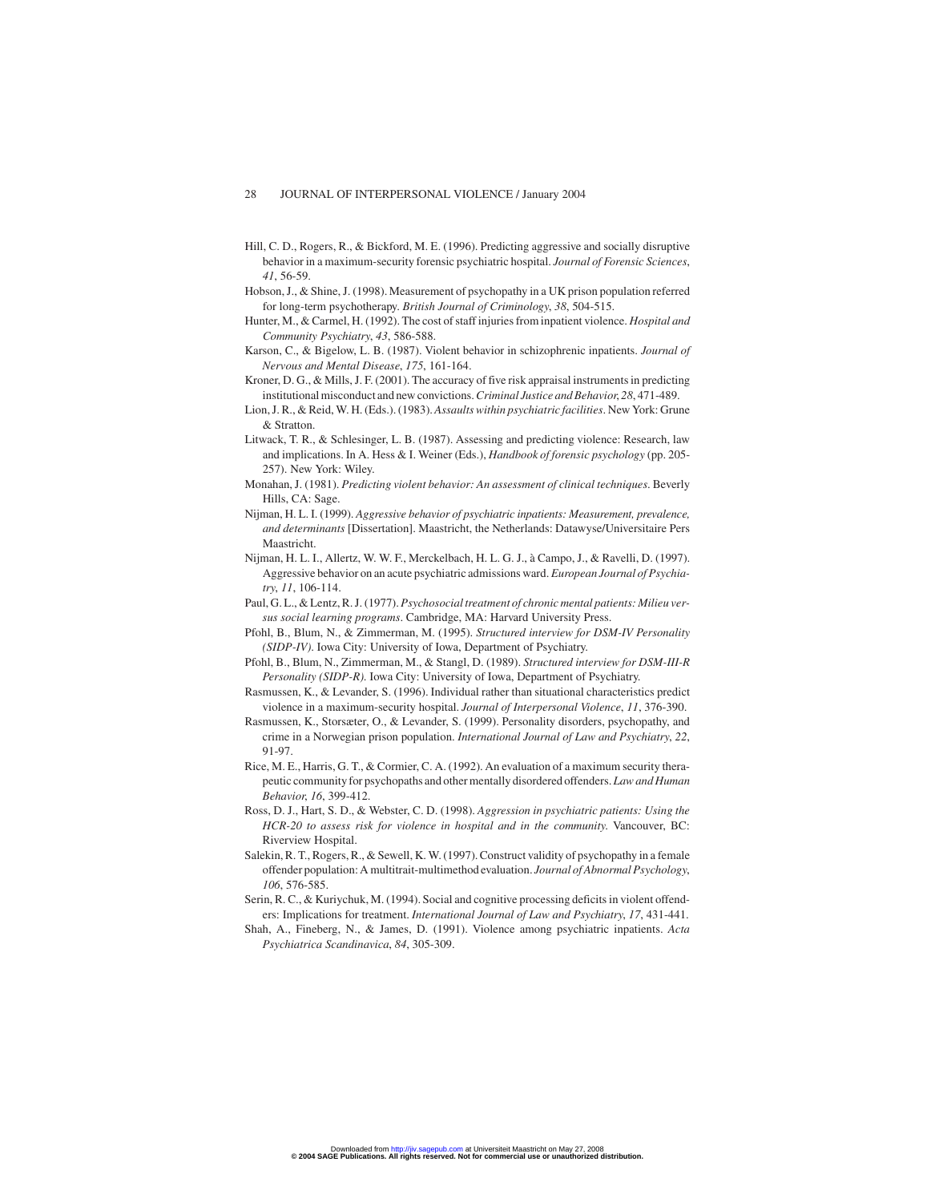Hill, C. D., Rogers, R., & Bickford, M. E. (1996). Predicting aggressive and socially disruptive behavior in a maximum-security forensic psychiatric hospital. *Journal of Forensic Sciences*, *41*, 56-59.

Hobson, J., & Shine, J. (1998). Measurement of psychopathy in a UK prison population referred for long-term psychotherapy. *British Journal of Criminology*, *38*, 504-515.

Hunter, M., & Carmel, H. (1992). The cost of staff injuries from inpatient violence. *Hospital and Community Psychiatry*, *43*, 586-588.

Karson, C., & Bigelow, L. B. (1987). Violent behavior in schizophrenic inpatients. *Journal of Nervous and Mental Disease*, *175*, 161-164.

Kroner, D. G., & Mills, J. F. (2001). The accuracy of five risk appraisal instruments in predicting institutional misconduct and new convictions. *Criminal Justice and Behavior*, *28*, 471-489.

Lion, J. R., & Reid, W. H. (Eds.). (1983). *Assaults within psychiatric facilities*. New York: Grune & Stratton.

Litwack, T. R., & Schlesinger, L. B. (1987). Assessing and predicting violence: Research, law and implications. In A. Hess & I. Weiner (Eds.), *Handbook of forensic psychology* (pp. 205-257). New York: Wiley.

Monahan, J. (1981). *Predicting violent behavior: An assessment of clinical techniques*. Beverly Hills, CA: Sage.

Nijman, H. L. I. (1999). *Aggressive behavior of psychiatric inpatients: Measurement, prevalence, and determinants* [Dissertation]. Maastricht, the Netherlands: Datawyse/Universitaire Pers Maastricht.

Nijman, H. L. I., Allertz, W. W. F., Merckelbach, H. L. G. J., à Campo, J., & Ravelli, D. (1997). Aggressive behavior on an acute psychiatric admissions ward. *European Journal of Psychiatry*, *11*, 106-114.

Paul, G. L., & Lentz, R. J. (1977). *Psychosocial treatment of chronic mental patients: Milieu versus social learning programs*. Cambridge, MA: Harvard University Press.

Pfohl, B., Blum, N., & Zimmerman, M. (1995). *Structured interview for DSM-IV Personality (SIDP-IV)*. Iowa City: University of Iowa, Department of Psychiatry.

Pfohl, B., Blum, N., Zimmerman, M., & Stangl, D. (1989). *Structured interview for DSM-III-R Personality (SIDP-R)*. Iowa City: University of Iowa, Department of Psychiatry.

Rasmussen, K., & Levander, S. (1996). Individual rather than situational characteristics predict violence in a maximum-security hospital. *Journal of Interpersonal Violence*, *11*, 376-390.

Rasmussen, K., Storsæter, O., & Levander, S. (1999). Personality disorders, psychopathy, and crime in a Norwegian prison population. *International Journal of Law and Psychiatry*, *22*, 91-97.

Rice, M. E., Harris, G. T., & Cormier, C. A. (1992). An evaluation of a maximum security therapeutic community for psychopaths and other mentally disordered offenders. *Law and Human Behavior*, *16*, 399-412.

Ross, D. J., Hart, S. D., & Webster, C. D. (1998). *Aggression in psychiatric patients: Using the HCR-20 to assess risk for violence in hospital and in the community*. Vancouver, BC: Riverview Hospital.

Salekin, R. T., Rogers, R., & Sewell, K. W. (1997). Construct validity of psychopathy in a female offender population: A multitrait-multimethod evaluation. *Journal of Abnormal Psychology*, *106*, 576-585.

Serin, R. C., & Kuriychuk, M. (1994). Social and cognitive processing deficits in violent offenders: Implications for treatment. *International Journal of Law and Psychiatry*, *17*, 431-441.

Shah, A., Fineberg, N., & James, D. (1991). Violence among psychiatric inpatients. *Acta Psychiatrica Scandinavica*, *84*, 305-309.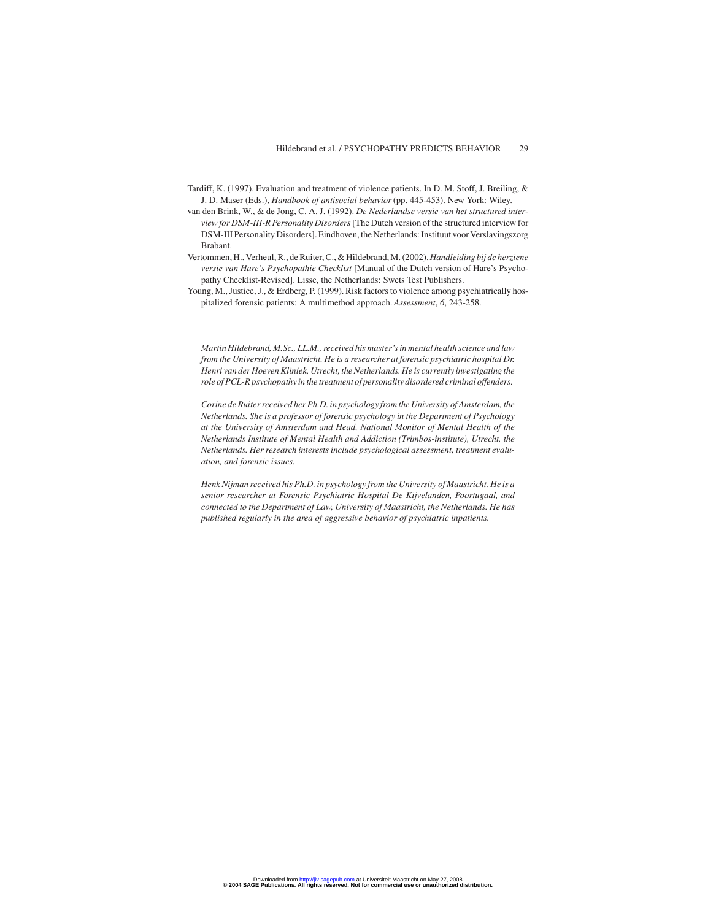Tardiff, K. (1997). Evaluation and treatment of violence patients. In D. M. Stoff, J. Breiling, & J. D. Maser (Eds.), *Handbook of antisocial behavior* (pp. 445-453). New York: Wiley.

van den Brink, W., & de Jong, C. A. J. (1992). *De Nederlandse versie van het structured interview for DSM-III-R Personality Disorders* [The Dutch version of the structured interview for DSM-III Personality Disorders]. Eindhoven, the Netherlands: Instituut voor Verslavingszorg Brabant.

Vertommen, H., Verheul, R., de Ruiter, C., & Hildebrand, M. (2002). *Handleiding bij de herziene versie van Hare's Psychopathie Checklist* [Manual of the Dutch version of Hare's Psychopathy Checklist-Revised]. Lisse, the Netherlands: Swets Test Publishers.

Young, M., Justice, J., & Erdberg, P. (1999). Risk factors to violence among psychiatrically hospitalized forensic patients: A multimethod approach. *Assessment*, *6*, 243-258.

*Martin Hildebrand, M.Sc., LL.M., received his master's in mental health science and law from the University of Maastricht. He is a researcher at forensic psychiatric hospital Dr. Henri van der Hoeven Kliniek, Utrecht, the Netherlands. He is currently investigating the role of PCL-R psychopathy in the treatment of personality disordered criminal offenders.*

*Corine de Ruiter received her Ph.D. in psychology from the University of Amsterdam, the Netherlands. She is a professor of forensic psychology in the Department of Psychology at the University of Amsterdam and Head, National Monitor of Mental Health of the Netherlands Institute of Mental Health and Addiction (Trimbos-institute), Utrecht, the Netherlands. Her research interests include psychological assessment, treatment evaluation, and forensic issues.*

*Henk Nijman received his Ph.D. in psychology from the University of Maastricht. He is a senior researcher at Forensic Psychiatric Hospital De Kijvelanden, Poortugaal, and connected to the Department of Law, University of Maastricht, the Netherlands. He has published regularly in the area of aggressive behavior of psychiatric inpatients.*